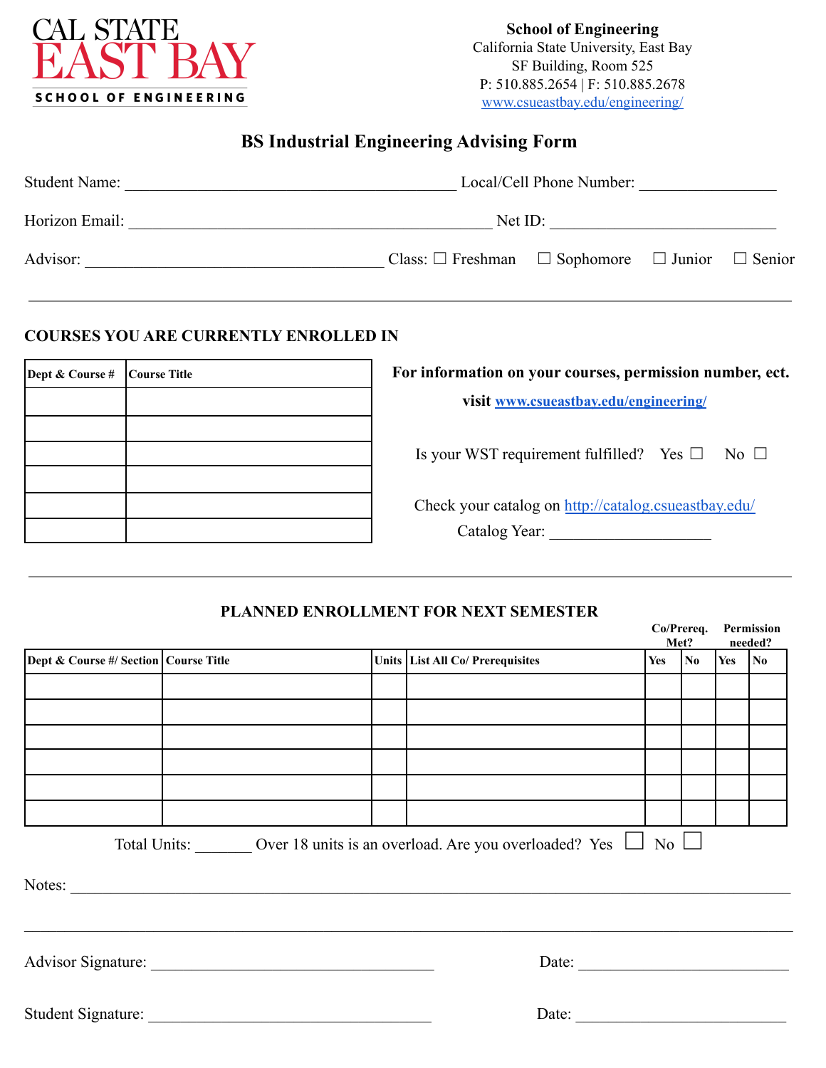CAL STATE EAST BAY
SCHOOL OF ENGINEERING

**School of Engineering**
California State University, East Bay
SF Building, Room 525
P: 510.885.2654 | F: 510.885.2678
www.csueastbay.edu/engineering/

# BS Industrial Engineering Advising Form

Student Name: ________________________________________ Local/Cell Phone Number: _________________

Horizon Email: ____________________________________________ Net ID: ____________________________

Advisor: ____________________________________ Class: ☐ Freshman ☐ Sophomore ☐ Junior ☐ Senior

---

## COURSES YOU ARE CURRENTLY ENROLLED IN

| Dept & Course # | Course Title |
|---|---|
| | |
| | |
| | |
| | |
| | |
| | |

**For information on your courses, permission number, ect. visit www.csueastbay.edu/engineering/**

Is your WST requirement fulfilled? Yes ☐ No ☐

Check your catalog on http://catalog.csueastbay.edu/

Catalog Year: ____________________

---

## PLANNED ENROLLMENT FOR NEXT SEMESTER

| Dept & Course #/ Section | Course Title | Units | List All Co/ Prerequisites | Co/Prereq. Met? | | Permission needed? | |
|---|---|---|---|---|---|---|---|
| | | | | Yes | No | Yes | No |
| | | | | | | | |
| | | | | | | | |
| | | | | | | | |
| | | | | | | | |
| | | | | | | | |
| | | | | | | | |

Total Units: _______ Over 18 units is an overload. Are you overloaded? Yes ☐ No ☐

Notes: ______________________________________________________________________________

______________________________________________________________________________________

Advisor Signature: ___________________________________ Date: ___________________________

Student Signature: ___________________________________ Date: ___________________________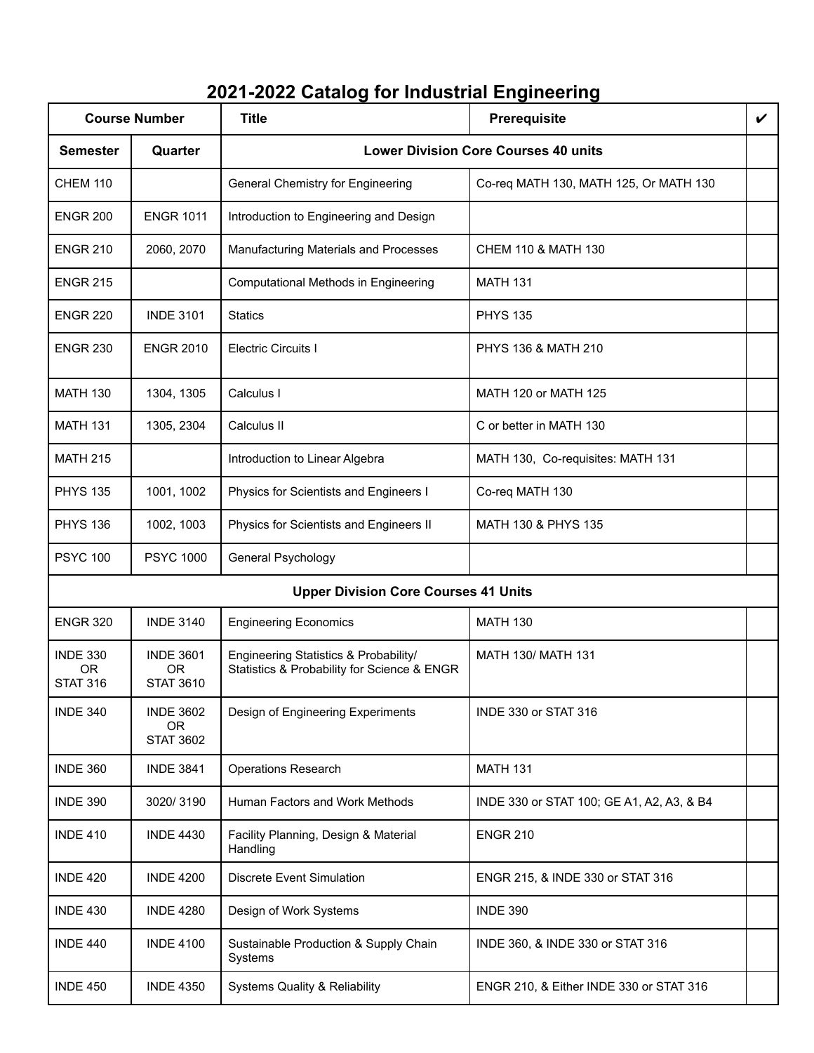# 2021-2022 Catalog for Industrial Engineering

| Course Number | | Title | Prerequisite | ✔ |
|---|---|---|---|---|
| **Semester** | **Quarter** | **Lower Division Core Courses 40 units** | | |
| CHEM 110 | | General Chemistry for Engineering | Co-req MATH 130, MATH 125, Or MATH 130 | |
| ENGR 200 | ENGR 1011 | Introduction to Engineering and Design | | |
| ENGR 210 | 2060, 2070 | Manufacturing Materials and Processes | CHEM 110 & MATH 130 | |
| ENGR 215 | | Computational Methods in Engineering | MATH 131 | |
| ENGR 220 | INDE 3101 | Statics | PHYS 135 | |
| ENGR 230 | ENGR 2010 | Electric Circuits I | PHYS 136 & MATH 210 | |
| MATH 130 | 1304, 1305 | Calculus I | MATH 120 or MATH 125 | |
| MATH 131 | 1305, 2304 | Calculus II | C or better in MATH 130 | |
| MATH 215 | | Introduction to Linear Algebra | MATH 130, Co-requisites: MATH 131 | |
| PHYS 135 | 1001, 1002 | Physics for Scientists and Engineers I | Co-req MATH 130 | |
| PHYS 136 | 1002, 1003 | Physics for Scientists and Engineers II | MATH 130 & PHYS 135 | |
| PSYC 100 | PSYC 1000 | General Psychology | | |
| **Upper Division Core Courses 41 Units** | | | | |
| ENGR 320 | INDE 3140 | Engineering Economics | MATH 130 | |
| INDE 330 OR STAT 316 | INDE 3601 OR STAT 3610 | Engineering Statistics & Probability/ Statistics & Probability for Science & ENGR | MATH 130/ MATH 131 | |
| INDE 340 | INDE 3602 OR STAT 3602 | Design of Engineering Experiments | INDE 330 or STAT 316 | |
| INDE 360 | INDE 3841 | Operations Research | MATH 131 | |
| INDE 390 | 3020/ 3190 | Human Factors and Work Methods | INDE 330 or STAT 100; GE A1, A2, A3, & B4 | |
| INDE 410 | INDE 4430 | Facility Planning, Design & Material Handling | ENGR 210 | |
| INDE 420 | INDE 4200 | Discrete Event Simulation | ENGR 215, & INDE 330 or STAT 316 | |
| INDE 430 | INDE 4280 | Design of Work Systems | INDE 390 | |
| INDE 440 | INDE 4100 | Sustainable Production & Supply Chain Systems | INDE 360, & INDE 330 or STAT 316 | |
| INDE 450 | INDE 4350 | Systems Quality & Reliability | ENGR 210, & Either INDE 330 or STAT 316 | |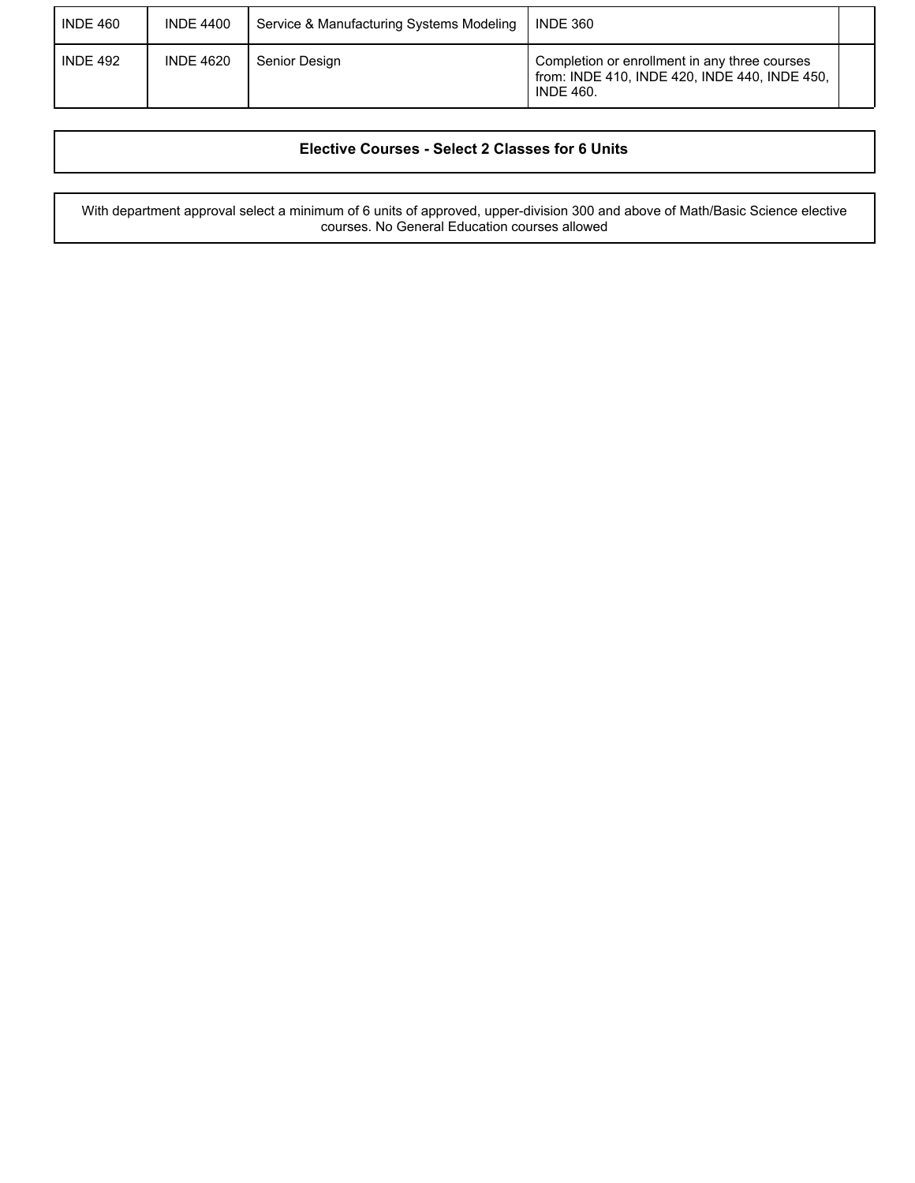| | | | | |
|---|---|---|---|---|
| INDE 460 | INDE 4400 | Service & Manufacturing Systems Modeling | INDE 360 | |
| INDE 492 | INDE 4620 | Senior Design | Completion or enrollment in any three courses from: INDE 410, INDE 420, INDE 440, INDE 450, INDE 460. | |

**Elective Courses - Select 2 Classes for 6 Units**

With department approval select a minimum of 6 units of approved, upper-division 300 and above of Math/Basic Science elective courses. No General Education courses allowed